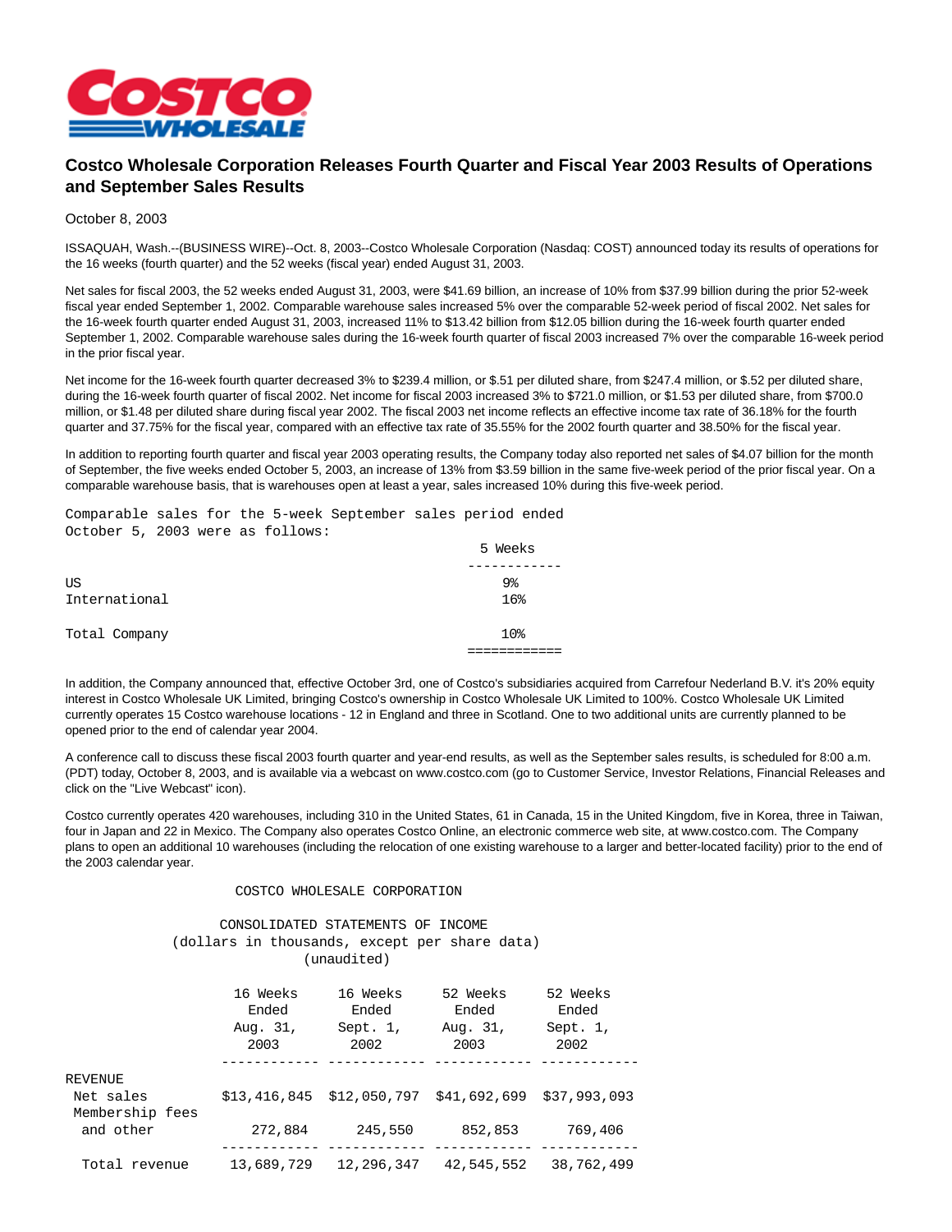# Costco Wholesale Corporation Releases Fourth Quarter and Fiscal Year 2003 Results of Operations and September Sales Results

October 8, 2003

ISSAQUAH, Wash.--(BUSINESS WIRE)--Oct. 8, 2003--Costco Wholesale Corporation (Nasdaq: COST) announced today its results of operations for the 16 weeks (fourth quarter) and the 52 weeks (fiscal year) ended August 31, 2003.

Net sales for fiscal 2003, the 52 weeks ended August 31, 2003, were $41.69 billion, an increase of 10% from $37.99 billion during the prior 52-week fiscal year ended September 1, 2002. Comparable warehouse sales increased 5% over the comparable 52-week period of fiscal 2002. Net sales for the 16-week fourth quarter ended August 31, 2003, increased 11% to $13.42 billion from $12.05 billion during the 16-week fourth quarter ended September 1, 2002. Comparable warehouse sales during the 16-week fourth quarter of fiscal 2003 increased 7% over the comparable 16-week period in the prior fiscal year.

Net income for the 16-week fourth quarter decreased 3% to $239.4 million, or $.51 per diluted share, from $247.4 million, or $.52 per diluted share, during the 16-week fourth quarter of fiscal 2002. Net income for fiscal 2003 increased 3% to $721.0 million, or $1.53 per diluted share, from $700.0 million, or $1.48 per diluted share during fiscal year 2002. The fiscal 2003 net income reflects an effective income tax rate of 36.18% for the fourth quarter and 37.75% for the fiscal year, compared with an effective tax rate of 35.55% for the 2002 fourth quarter and 38.50% for the fiscal year.

In addition to reporting fourth quarter and fiscal year 2003 operating results, the Company today also reported net sales of $4.07 billion for the month of September, the five weeks ended October 5, 2003, an increase of 13% from $3.59 billion in the same five-week period of the prior fiscal year. On a comparable warehouse basis, that is warehouses open at least a year, sales increased 10% during this five-week period.

Comparable sales for the 5-week September sales period ended October 5, 2003 were as follows:

| | 5 Weeks |
|---|---|
| US | 9% |
| International | 16% |
| Total Company | 10% |

In addition, the Company announced that, effective October 3rd, one of Costco's subsidiaries acquired from Carrefour Nederland B.V. it's 20% equity interest in Costco Wholesale UK Limited, bringing Costco's ownership in Costco Wholesale UK Limited to 100%. Costco Wholesale UK Limited currently operates 15 Costco warehouse locations - 12 in England and three in Scotland. One to two additional units are currently planned to be opened prior to the end of calendar year 2004.

A conference call to discuss these fiscal 2003 fourth quarter and year-end results, as well as the September sales results, is scheduled for 8:00 a.m. (PDT) today, October 8, 2003, and is available via a webcast on www.costco.com (go to Customer Service, Investor Relations, Financial Releases and click on the "Live Webcast" icon).

Costco currently operates 420 warehouses, including 310 in the United States, 61 in Canada, 15 in the United Kingdom, five in Korea, three in Taiwan, four in Japan and 22 in Mexico. The Company also operates Costco Online, an electronic commerce web site, at www.costco.com. The Company plans to open an additional 10 warehouses (including the relocation of one existing warehouse to a larger and better-located facility) prior to the end of the 2003 calendar year.

COSTCO WHOLESALE CORPORATION

CONSOLIDATED STATEMENTS OF INCOME
(dollars in thousands, except per share data)
(unaudited)

| | 16 Weeks Ended Aug. 31, 2003 | 16 Weeks Ended Sept. 1, 2002 | 52 Weeks Ended Aug. 31, 2003 | 52 Weeks Ended Sept. 1, 2002 |
|---|---|---|---|---|
| REVENUE | | | | |
| Net sales | $13,416,845 | $12,050,797 | $41,692,699 | $37,993,093 |
| Membership fees and other | 272,884 | 245,550 | 852,853 | 769,406 |
| Total revenue | 13,689,729 | 12,296,347 | 42,545,552 | 38,762,499 |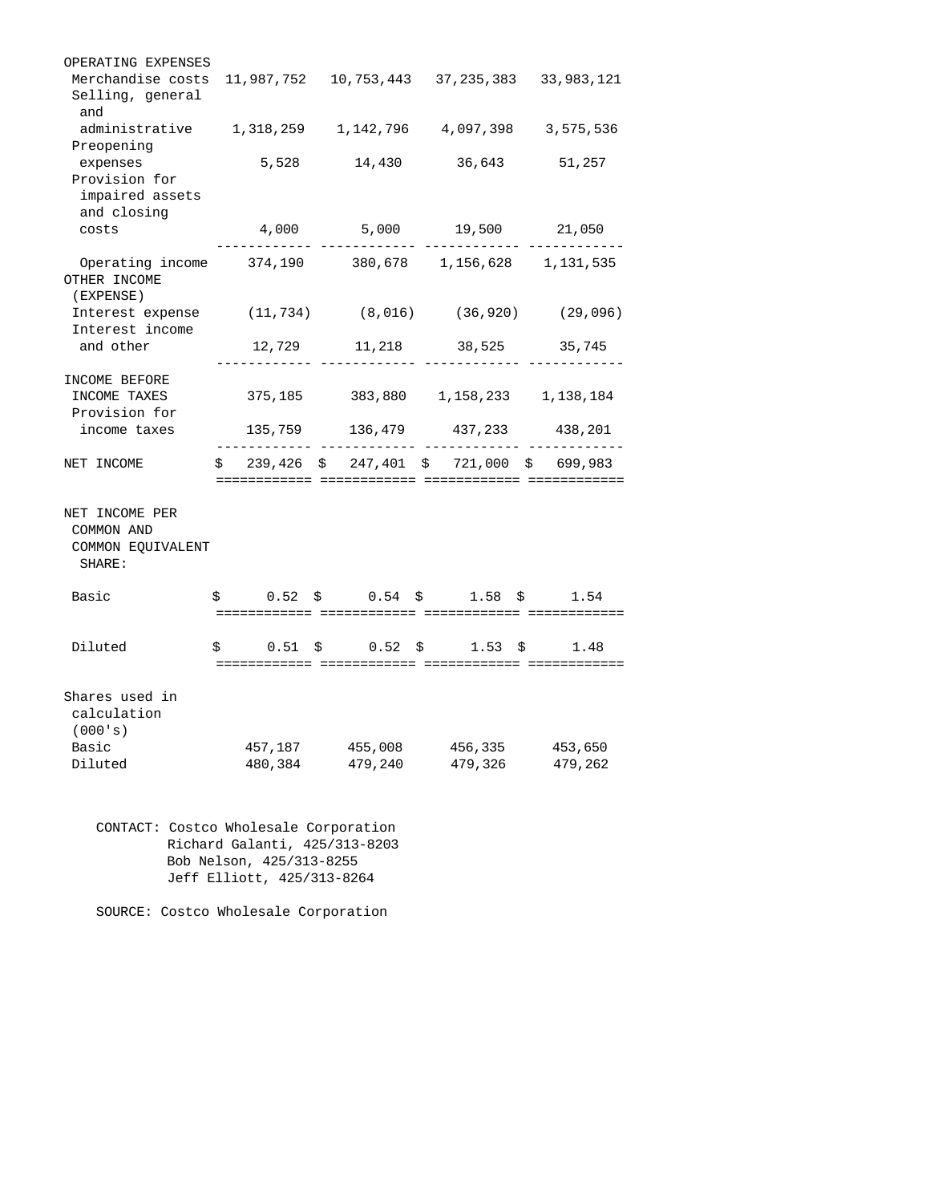| | | | | |
|---|---|---|---|---|
| OPERATING EXPENSES | | | | |
| Merchandise costs | 11,987,752 | 10,753,443 | 37,235,383 | 33,983,121 |
| Selling, general and administrative | 1,318,259 | 1,142,796 | 4,097,398 | 3,575,536 |
| Preopening expenses | 5,528 | 14,430 | 36,643 | 51,257 |
| Provision for impaired assets and closing costs | 4,000 | 5,000 | 19,500 | 21,050 |
| Operating income | 374,190 | 380,678 | 1,156,628 | 1,131,535 |
| OTHER INCOME (EXPENSE) | | | | |
| Interest expense | (11,734) | (8,016) | (36,920) | (29,096) |
| Interest income and other | 12,729 | 11,218 | 38,525 | 35,745 |
| INCOME BEFORE INCOME TAXES | 375,185 | 383,880 | 1,158,233 | 1,138,184 |
| Provision for income taxes | 135,759 | 136,479 | 437,233 | 438,201 |
| NET INCOME | $ 239,426 | $ 247,401 | $ 721,000 | $ 699,983 |
| NET INCOME PER COMMON AND COMMON EQUIVALENT SHARE: | | | | |
| Basic | $ 0.52 | $ 0.54 | $ 1.58 | $ 1.54 |
| Diluted | $ 0.51 | $ 0.52 | $ 1.53 | $ 1.48 |
| Shares used in calculation (000's) | | | | |
| Basic | 457,187 | 455,008 | 456,335 | 453,650 |
| Diluted | 480,384 | 479,240 | 479,326 | 479,262 |

CONTACT: Costco Wholesale Corporation
Richard Galanti, 425/313-8203
Bob Nelson, 425/313-8255
Jeff Elliott, 425/313-8264

SOURCE: Costco Wholesale Corporation